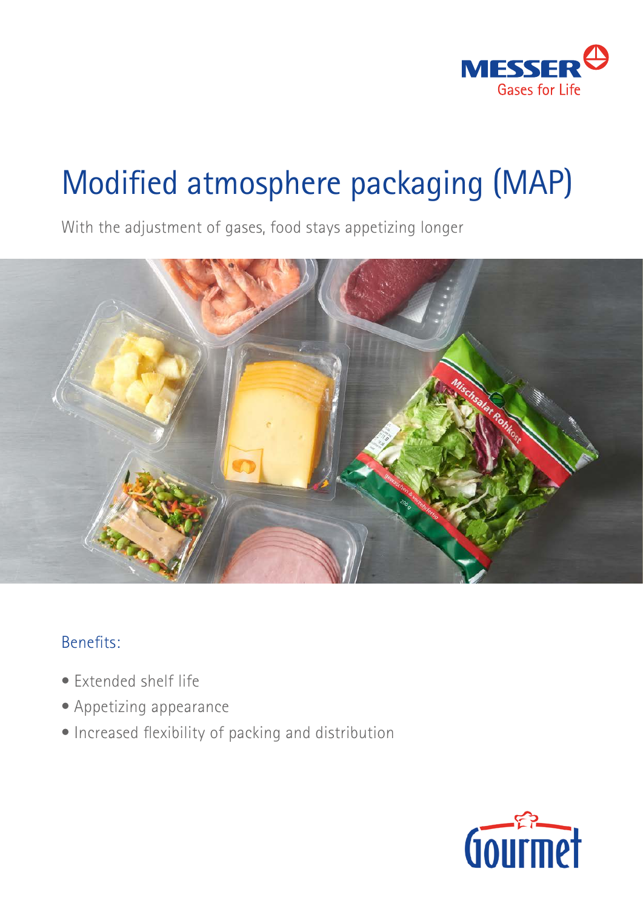# Modified atmosphere packaging (MAP)

With the adjustment of gases, food stays appetizing longer

## Benefits:

- Extended shelf life
- Appetizing appearance
- Increased flexibility of packing and distribution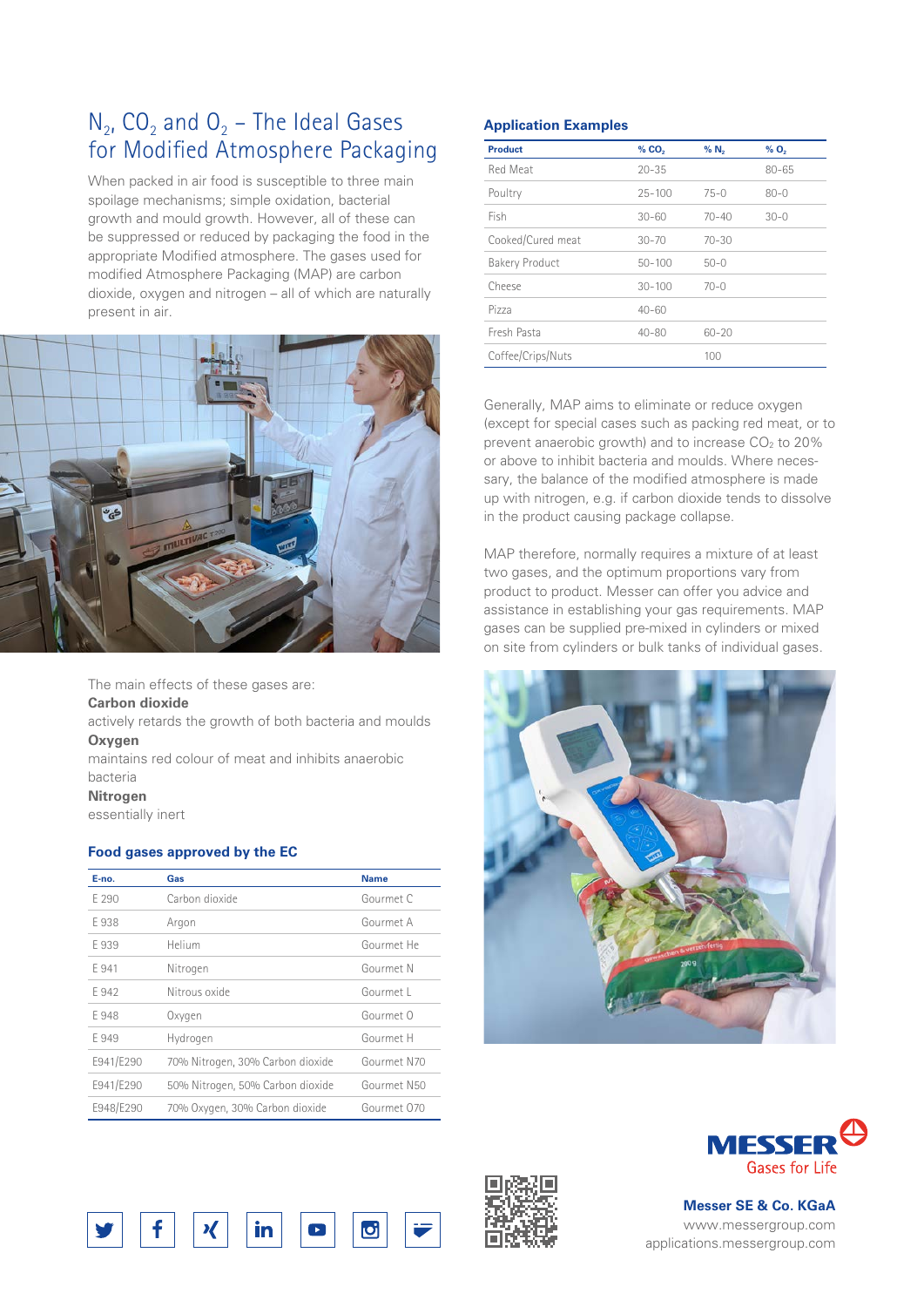# $N_2$, $CO_2$ and $O_2$ – The Ideal Gases for Modified Atmosphere Packaging

When packed in air food is susceptible to three main spoilage mechanisms; simple oxidation, bacterial growth and mould growth. However, all of these can be suppressed or reduced by packaging the food in the appropriate Modified atmosphere. The gases used for modified Atmosphere Packaging (MAP) are carbon dioxide, oxygen and nitrogen – all of which are naturally present in air.

The main effects of these gases are:

**Carbon dioxide**
actively retards the growth of both bacteria and moulds

**Oxygen**
maintains red colour of meat and inhibits anaerobic bacteria

**Nitrogen**
essentially inert

### Food gases approved by the EC

| E-no. | Gas | Name |
|---|---|---|
| E 290 | Carbon dioxide | Gourmet C |
| E 938 | Argon | Gourmet A |
| E 939 | Helium | Gourmet He |
| E 941 | Nitrogen | Gourmet N |
| E 942 | Nitrous oxide | Gourmet L |
| E 948 | Oxygen | Gourmet O |
| E 949 | Hydrogen | Gourmet H |
| E941/E290 | 70% Nitrogen, 30% Carbon dioxide | Gourmet N70 |
| E941/E290 | 50% Nitrogen, 50% Carbon dioxide | Gourmet N50 |
| E948/E290 | 70% Oxygen, 30% Carbon dioxide | Gourmet O70 |

### Application Examples

| Product | % $CO_2$ | % $N_2$ | % $O_2$ |
|---|---|---|---|
| Red Meat | 20-35 | | 80-65 |
| Poultry | 25-100 | 75-0 | 80-0 |
| Fish | 30-60 | 70-40 | 30-0 |
| Cooked/Cured meat | 30-70 | 70-30 | |
| Bakery Product | 50-100 | 50-0 | |
| Cheese | 30-100 | 70-0 | |
| Pizza | 40-60 | | |
| Fresh Pasta | 40-80 | 60-20 | |
| Coffee/Crips/Nuts | | 100 | |

Generally, MAP aims to eliminate or reduce oxygen (except for special cases such as packing red meat, or to prevent anaerobic growth) and to increase $CO_2$ to 20% or above to inhibit bacteria and moulds. Where necessary, the balance of the modified atmosphere is made up with nitrogen, e.g. if carbon dioxide tends to dissolve in the product causing package collapse.

MAP therefore, normally requires a mixture of at least two gases, and the optimum proportions vary from product to product. Messer can offer you advice and assistance in establishing your gas requirements. MAP gases can be supplied pre-mixed in cylinders or mixed on site from cylinders or bulk tanks of individual gases.

MESSER
Gases for Life

**Messer SE & Co. KGaA**
www.messergroup.com
applications.messergroup.com